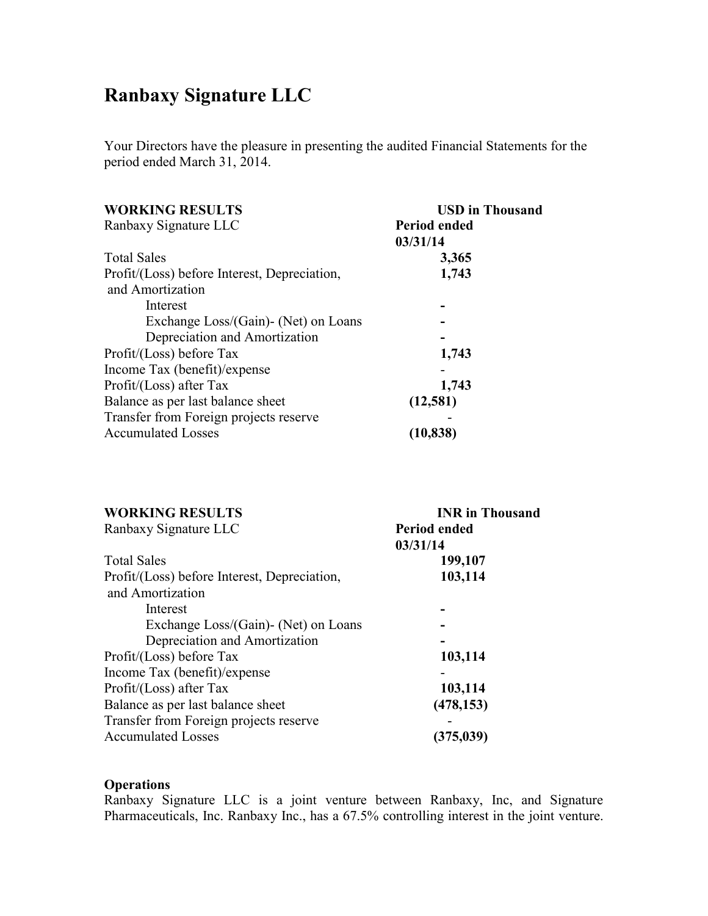# Ranbaxy Signature LLC

Your Directors have the pleasure in presenting the audited Financial Statements for the period ended March 31, 2014.

| **WORKING RESULTS** | **USD in Thousand** |
|---|---|
| Ranbaxy Signature LLC | **Period ended 03/31/14** |
| Total Sales | **3,365** |
| Profit/(Loss) before Interest, Depreciation, and Amortization | **1,743** |
| Interest | **-** |
| Exchange Loss/(Gain)- (Net) on Loans | **-** |
| Depreciation and Amortization | **-** |
| Profit/(Loss) before Tax | **1,743** |
| Income Tax (benefit)/expense | - |
| Profit/(Loss) after Tax | **1,743** |
| Balance as per last balance sheet | **(12,581)** |
| Transfer from Foreign projects reserve | - |
| Accumulated Losses | **(10,838)** |

| **WORKING RESULTS** | **INR in Thousand** |
|---|---|
| Ranbaxy Signature LLC | **Period ended 03/31/14** |
| Total Sales | **199,107** |
| Profit/(Loss) before Interest, Depreciation, and Amortization | **103,114** |
| Interest | **-** |
| Exchange Loss/(Gain)- (Net) on Loans | **-** |
| Depreciation and Amortization | **-** |
| Profit/(Loss) before Tax | **103,114** |
| Income Tax (benefit)/expense | - |
| Profit/(Loss) after Tax | **103,114** |
| Balance as per last balance sheet | **(478,153)** |
| Transfer from Foreign projects reserve | - |
| Accumulated Losses | **(375,039)** |

**Operations**

Ranbaxy Signature LLC is a joint venture between Ranbaxy, Inc, and Signature Pharmaceuticals, Inc. Ranbaxy Inc., has a 67.5% controlling interest in the joint venture.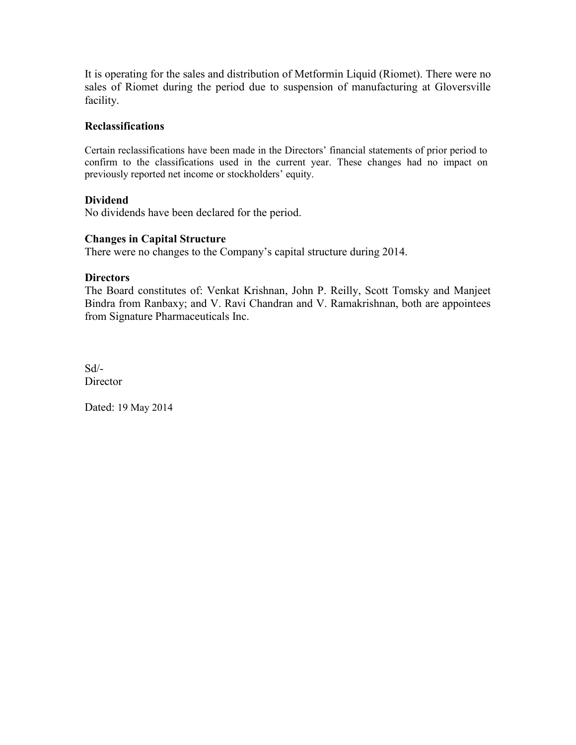It is operating for the sales and distribution of Metformin Liquid (Riomet). There were no sales of Riomet during the period due to suspension of manufacturing at Gloversville facility.

**Reclassifications**

Certain reclassifications have been made in the Directors' financial statements of prior period to confirm to the classifications used in the current year. These changes had no impact on previously reported net income or stockholders' equity.

**Dividend**

No dividends have been declared for the period.

**Changes in Capital Structure**

There were no changes to the Company's capital structure during 2014.

**Directors**

The Board constitutes of: Venkat Krishnan, John P. Reilly, Scott Tomsky and Manjeet Bindra from Ranbaxy; and V. Ravi Chandran and V. Ramakrishnan, both are appointees from Signature Pharmaceuticals Inc.

Sd/-
Director

Dated: 19 May 2014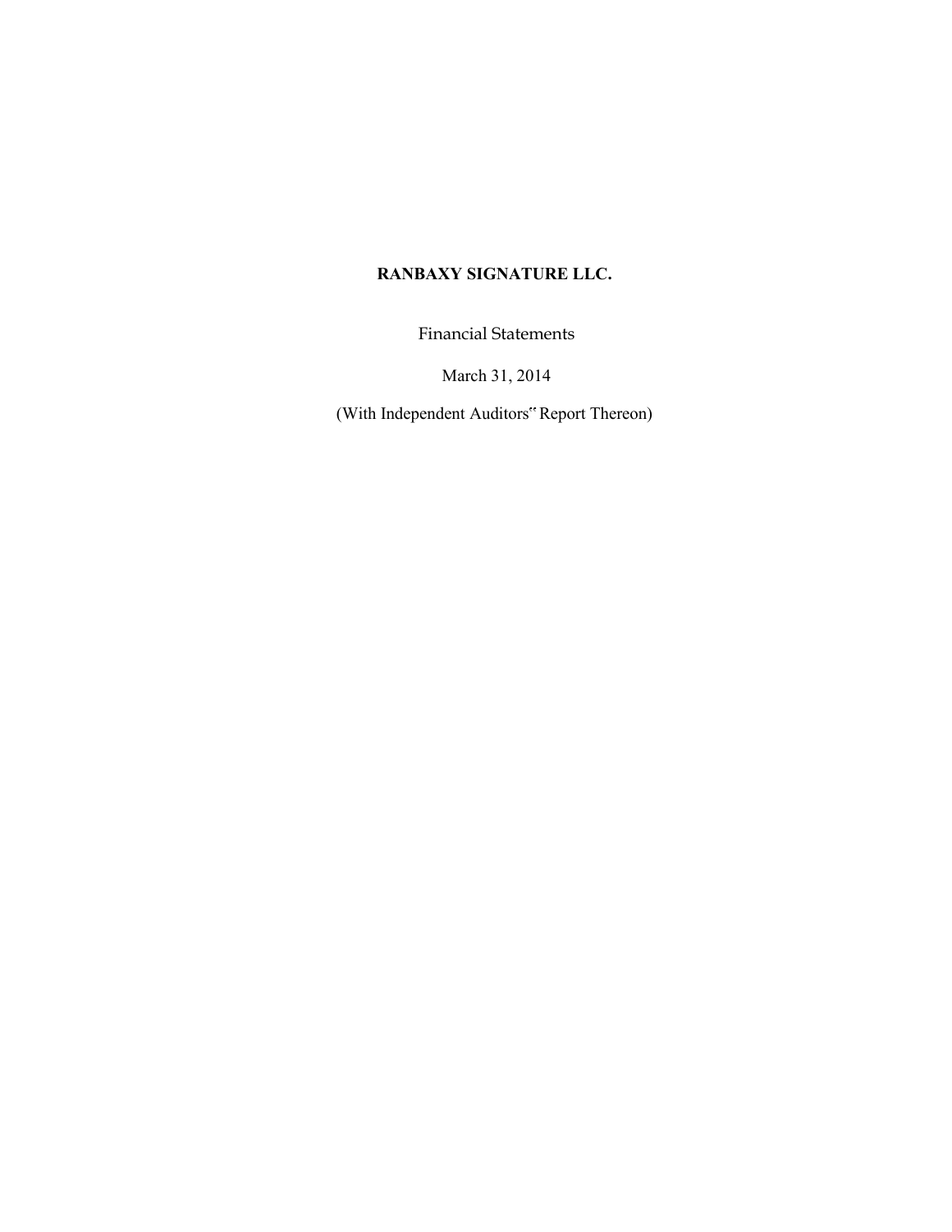**RANBAXY SIGNATURE LLC.**

Financial Statements

March 31, 2014

(With Independent Auditors" Report Thereon)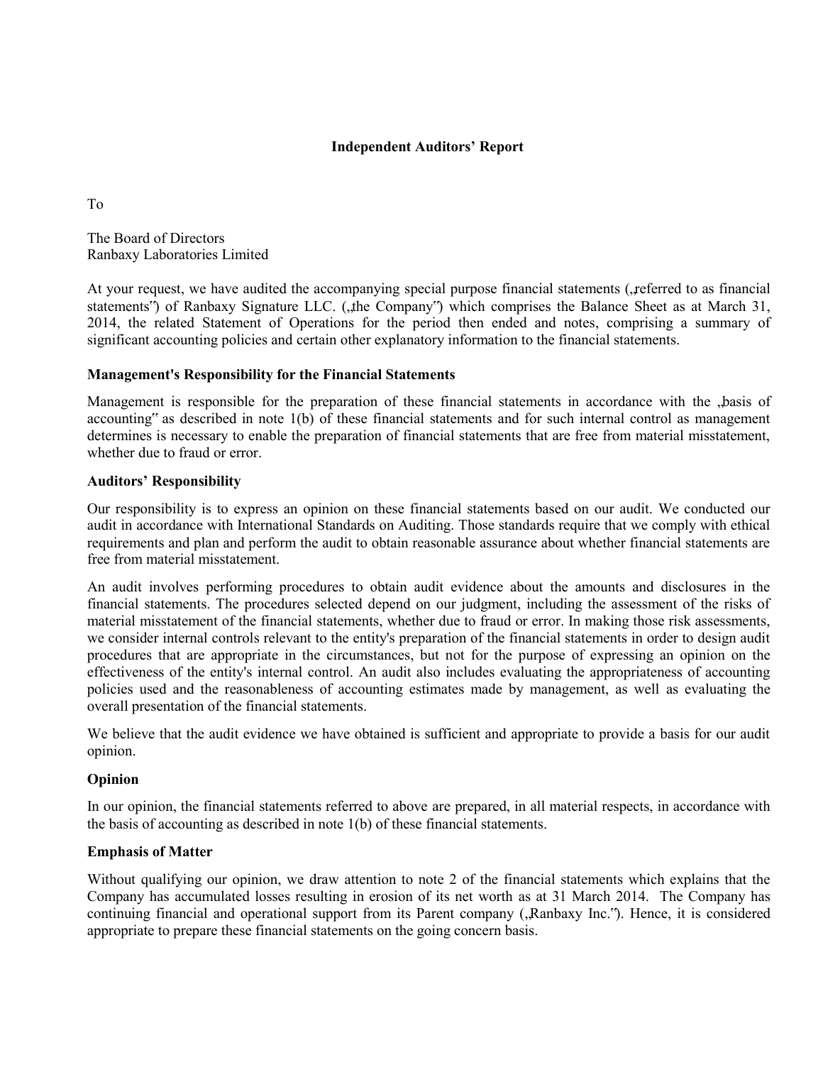## Independent Auditors' Report

To

The Board of Directors
Ranbaxy Laboratories Limited

At your request, we have audited the accompanying special purpose financial statements („referred to as financial statements") of Ranbaxy Signature LLC. („the Company") which comprises the Balance Sheet as at March 31, 2014, the related Statement of Operations for the period then ended and notes, comprising a summary of significant accounting policies and certain other explanatory information to the financial statements.

**Management's Responsibility for the Financial Statements**

Management is responsible for the preparation of these financial statements in accordance with the „basis of accounting" as described in note 1(b) of these financial statements and for such internal control as management determines is necessary to enable the preparation of financial statements that are free from material misstatement, whether due to fraud or error.

**Auditors' Responsibility**

Our responsibility is to express an opinion on these financial statements based on our audit. We conducted our audit in accordance with International Standards on Auditing. Those standards require that we comply with ethical requirements and plan and perform the audit to obtain reasonable assurance about whether financial statements are free from material misstatement.

An audit involves performing procedures to obtain audit evidence about the amounts and disclosures in the financial statements. The procedures selected depend on our judgment, including the assessment of the risks of material misstatement of the financial statements, whether due to fraud or error. In making those risk assessments, we consider internal controls relevant to the entity's preparation of the financial statements in order to design audit procedures that are appropriate in the circumstances, but not for the purpose of expressing an opinion on the effectiveness of the entity's internal control. An audit also includes evaluating the appropriateness of accounting policies used and the reasonableness of accounting estimates made by management, as well as evaluating the overall presentation of the financial statements.

We believe that the audit evidence we have obtained is sufficient and appropriate to provide a basis for our audit opinion.

**Opinion**

In our opinion, the financial statements referred to above are prepared, in all material respects, in accordance with the basis of accounting as described in note 1(b) of these financial statements.

**Emphasis of Matter**

Without qualifying our opinion, we draw attention to note 2 of the financial statements which explains that the Company has accumulated losses resulting in erosion of its net worth as at 31 March 2014. The Company has continuing financial and operational support from its Parent company („Ranbaxy Inc."). Hence, it is considered appropriate to prepare these financial statements on the going concern basis.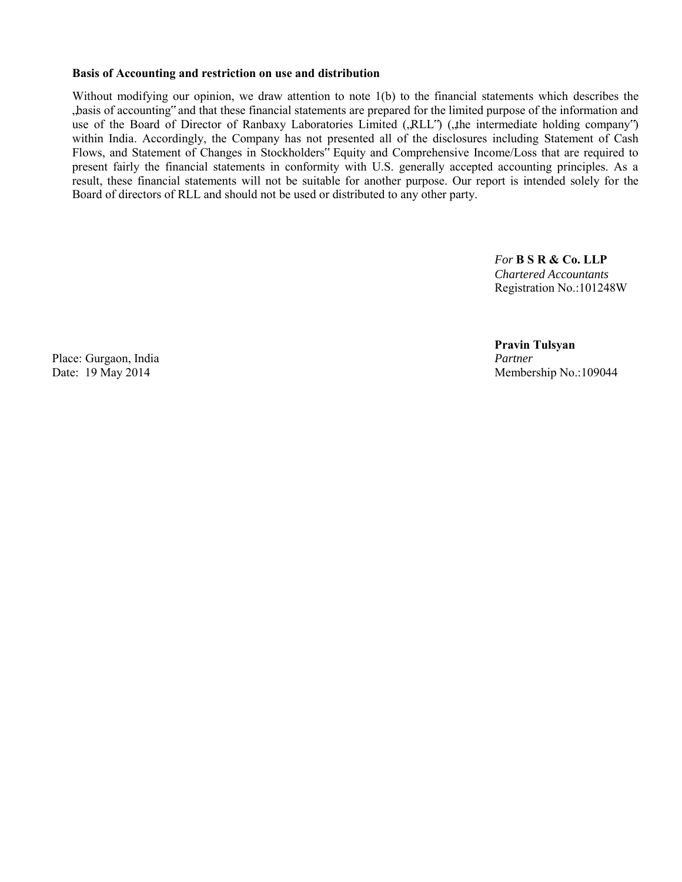**Basis of Accounting and restriction on use and distribution**

Without modifying our opinion, we draw attention to note 1(b) to the financial statements which describes the „basis of accounting" and that these financial statements are prepared for the limited purpose of the information and use of the Board of Director of Ranbaxy Laboratories Limited („RLL") („the intermediate holding company") within India. Accordingly, the Company has not presented all of the disclosures including Statement of Cash Flows, and Statement of Changes in Stockholders" Equity and Comprehensive Income/Loss that are required to present fairly the financial statements in conformity with U.S. generally accepted accounting principles. As a result, these financial statements will not be suitable for another purpose. Our report is intended solely for the Board of directors of RLL and should not be used or distributed to any other party.

*For* **B S R & Co. LLP**
*Chartered Accountants*
Registration No.:101248W

**Pravin Tulsyan**
*Partner*
Membership No.:109044

Place: Gurgaon, India
Date: 19 May 2014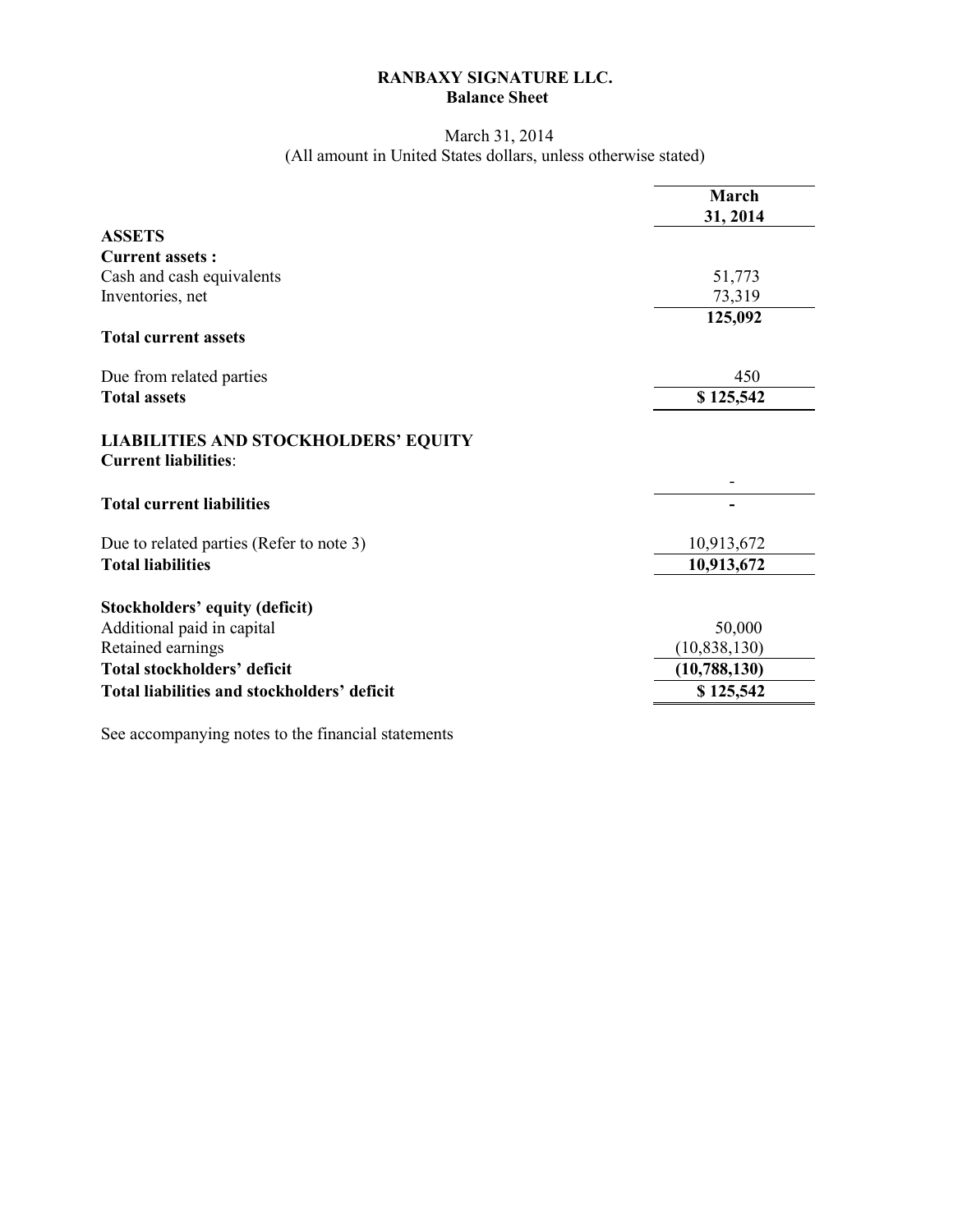**RANBAXY SIGNATURE LLC.**
**Balance Sheet**

March 31, 2014
(All amount in United States dollars, unless otherwise stated)

| | March 31, 2014 |
|---|---|
| **ASSETS** | |
| **Current assets :** | |
| Cash and cash equivalents | 51,773 |
| Inventories, net | 73,319 |
| | **125,092** |
| **Total current assets** | |
| | |
| Due from related parties | 450 |
| **Total assets** | **$ 125,542** |
| | |
| **LIABILITIES AND STOCKHOLDERS' EQUITY** | |
| **Current liabilities**: | |
| | - |
| **Total current liabilities** | **-** |
| | |
| Due to related parties (Refer to note 3) | 10,913,672 |
| **Total liabilities** | **10,913,672** |
| | |
| **Stockholders' equity (deficit)** | |
| Additional paid in capital | 50,000 |
| Retained earnings | (10,838,130) |
| **Total stockholders' deficit** | **(10,788,130)** |
| **Total liabilities and stockholders' deficit** | **$ 125,542** |

See accompanying notes to the financial statements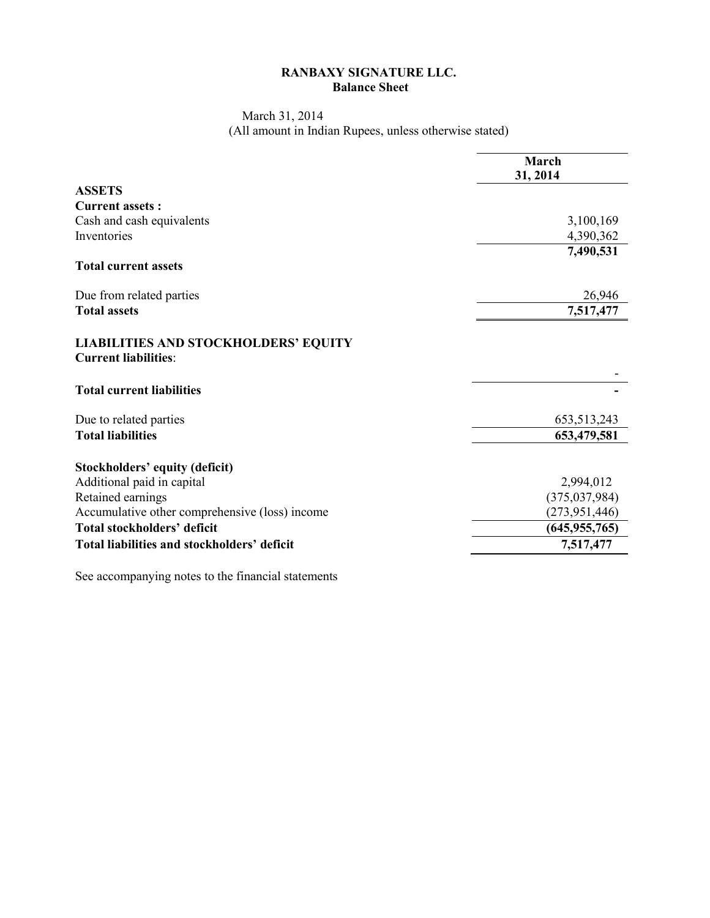**RANBAXY SIGNATURE LLC.**
**Balance Sheet**

March 31, 2014
(All amount in Indian Rupees, unless otherwise stated)

| | March 31, 2014 |
|---|---|
| **ASSETS** | |
| **Current assets :** | |
| Cash and cash equivalents | 3,100,169 |
| Inventories | 4,390,362 |
| | **7,490,531** |
| **Total current assets** | |
| Due from related parties | 26,946 |
| **Total assets** | **7,517,477** |
| **LIABILITIES AND STOCKHOLDERS' EQUITY** | |
| **Current liabilities**: | |
| | - |
| **Total current liabilities** | **-** |
| Due to related parties | 653,513,243 |
| **Total liabilities** | **653,479,581** |
| **Stockholders' equity (deficit)** | |
| Additional paid in capital | 2,994,012 |
| Retained earnings | (375,037,984) |
| Accumulative other comprehensive (loss) income | (273,951,446) |
| **Total stockholders' deficit** | **(645,955,765)** |
| **Total liabilities and stockholders' deficit** | **7,517,477** |

See accompanying notes to the financial statements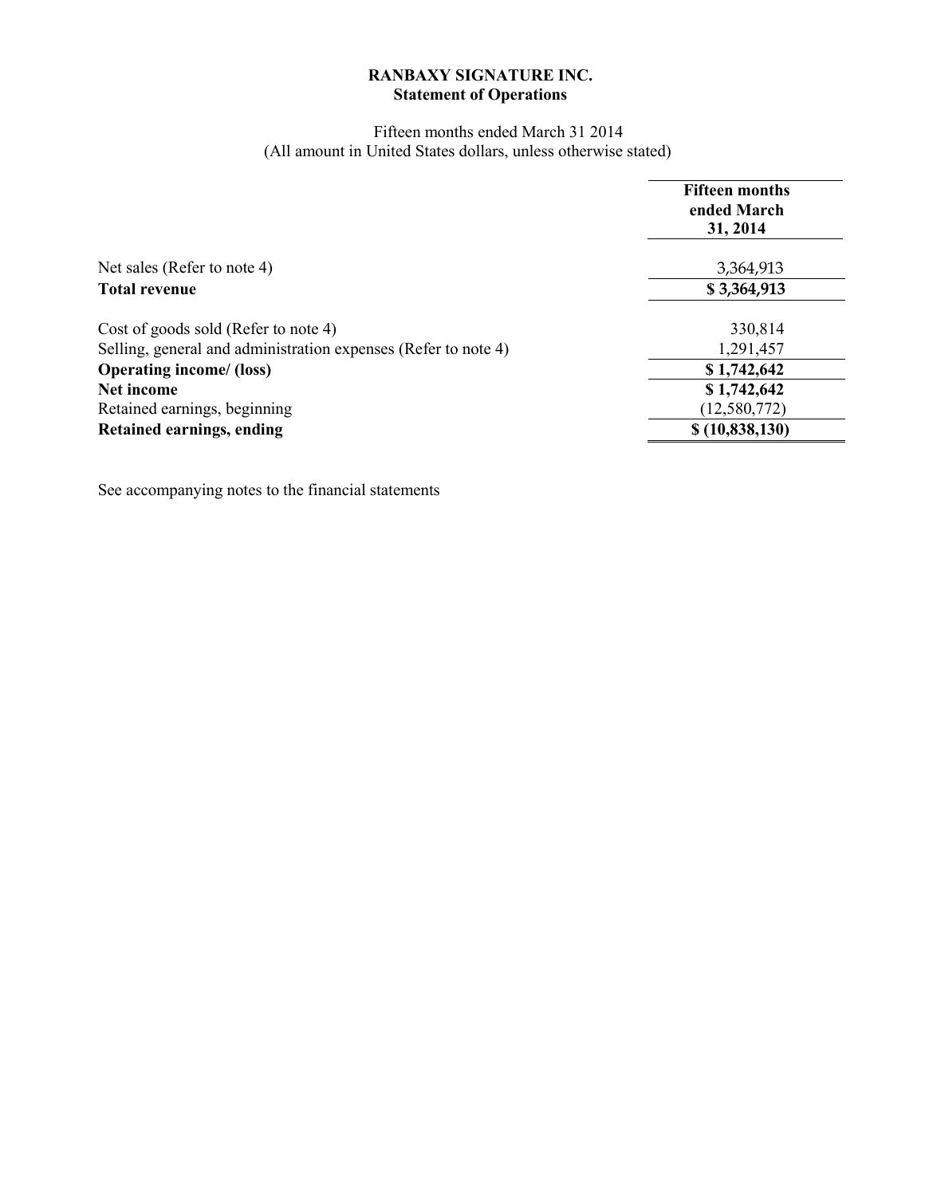**RANBAXY SIGNATURE INC.**
**Statement of Operations**

Fifteen months ended March 31 2014
(All amount in United States dollars, unless otherwise stated)

| | **Fifteen months ended March 31, 2014** |
|---|---|
| Net sales (Refer to note 4) | 3,364,913 |
| **Total revenue** | **$ 3,364,913** |
| Cost of goods sold (Refer to note 4) | 330,814 |
| Selling, general and administration expenses (Refer to note 4) | 1,291,457 |
| **Operating income/ (loss)** | **$ 1,742,642** |
| **Net income** | **$ 1,742,642** |
| Retained earnings, beginning | (12,580,772) |
| **Retained earnings, ending** | **$ (10,838,130)** |

See accompanying notes to the financial statements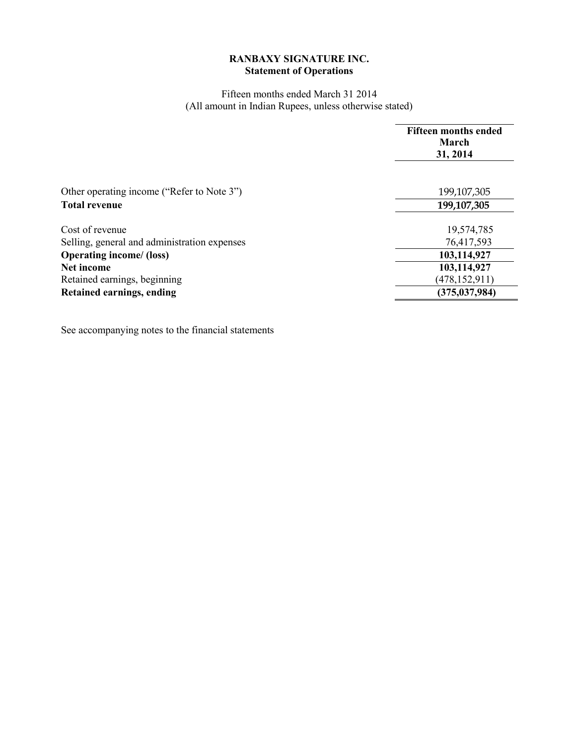**RANBAXY SIGNATURE INC.**
**Statement of Operations**

Fifteen months ended March 31 2014
(All amount in Indian Rupees, unless otherwise stated)

| | **Fifteen months ended March 31, 2014** |
| --- | --- |
| Other operating income ("Refer to Note 3") | 199,107,305 |
| **Total revenue** | **199,107,305** |
| Cost of revenue | 19,574,785 |
| Selling, general and administration expenses | 76,417,593 |
| **Operating income/ (loss)** | **103,114,927** |
| **Net income** | **103,114,927** |
| Retained earnings, beginning | (478,152,911) |
| **Retained earnings, ending** | **(375,037,984)** |

See accompanying notes to the financial statements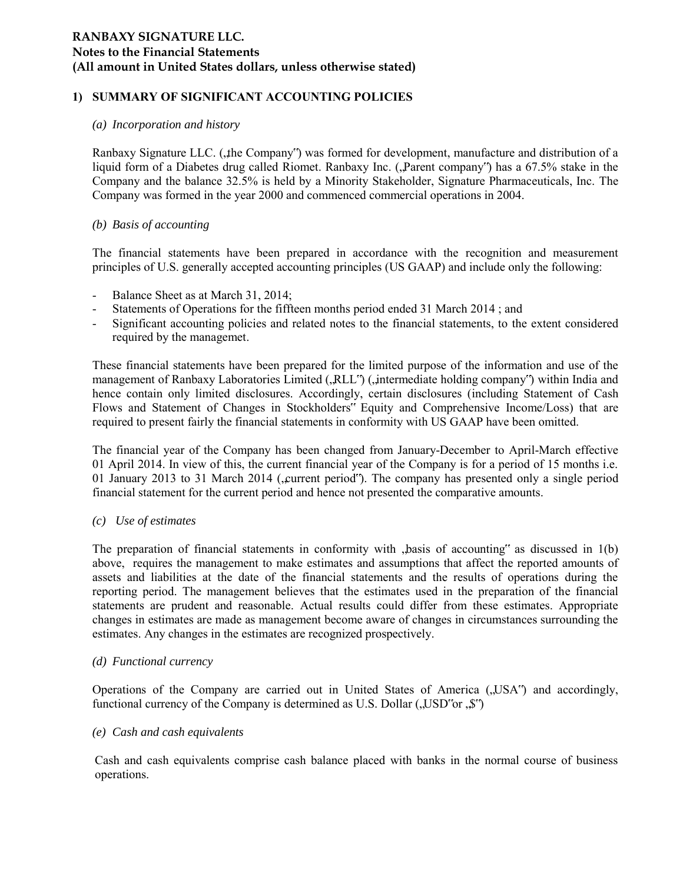**RANBAXY SIGNATURE LLC.**
**Notes to the Financial Statements**
**(All amount in United States dollars, unless otherwise stated)**

## 1) SUMMARY OF SIGNIFICANT ACCOUNTING POLICIES

### *(a) Incorporation and history*

Ranbaxy Signature LLC. („the Company‟) was formed for development, manufacture and distribution of a liquid form of a Diabetes drug called Riomet. Ranbaxy Inc. („Parent company‟) has a 67.5% stake in the Company and the balance 32.5% is held by a Minority Stakeholder, Signature Pharmaceuticals, Inc. The Company was formed in the year 2000 and commenced commercial operations in 2004.

### *(b) Basis of accounting*

The financial statements have been prepared in accordance with the recognition and measurement principles of U.S. generally accepted accounting principles (US GAAP) and include only the following:

- Balance Sheet as at March 31, 2014;
- Statements of Operations for the fiffteen months period ended 31 March 2014 ; and
- Significant accounting policies and related notes to the financial statements, to the extent considered required by the managemet.

These financial statements have been prepared for the limited purpose of the information and use of the management of Ranbaxy Laboratories Limited („RLL‟) („intermediate holding company‟) within India and hence contain only limited disclosures. Accordingly, certain disclosures (including Statement of Cash Flows and Statement of Changes in Stockholders‟ Equity and Comprehensive Income/Loss) that are required to present fairly the financial statements in conformity with US GAAP have been omitted.

The financial year of the Company has been changed from January-December to April-March effective 01 April 2014. In view of this, the current financial year of the Company is for a period of 15 months i.e. 01 January 2013 to 31 March 2014 („current period‟). The company has presented only a single period financial statement for the current period and hence not presented the comparative amounts.

### *(c) Use of estimates*

The preparation of financial statements in conformity with „basis of accounting‟ as discussed in 1(b) above, requires the management to make estimates and assumptions that affect the reported amounts of assets and liabilities at the date of the financial statements and the results of operations during the reporting period. The management believes that the estimates used in the preparation of the financial statements are prudent and reasonable. Actual results could differ from these estimates. Appropriate changes in estimates are made as management become aware of changes in circumstances surrounding the estimates. Any changes in the estimates are recognized prospectively.

### *(d) Functional currency*

Operations of the Company are carried out in United States of America („USA‟) and accordingly, functional currency of the Company is determined as U.S. Dollar („USD‟or „$‟)

### *(e) Cash and cash equivalents*

Cash and cash equivalents comprise cash balance placed with banks in the normal course of business operations.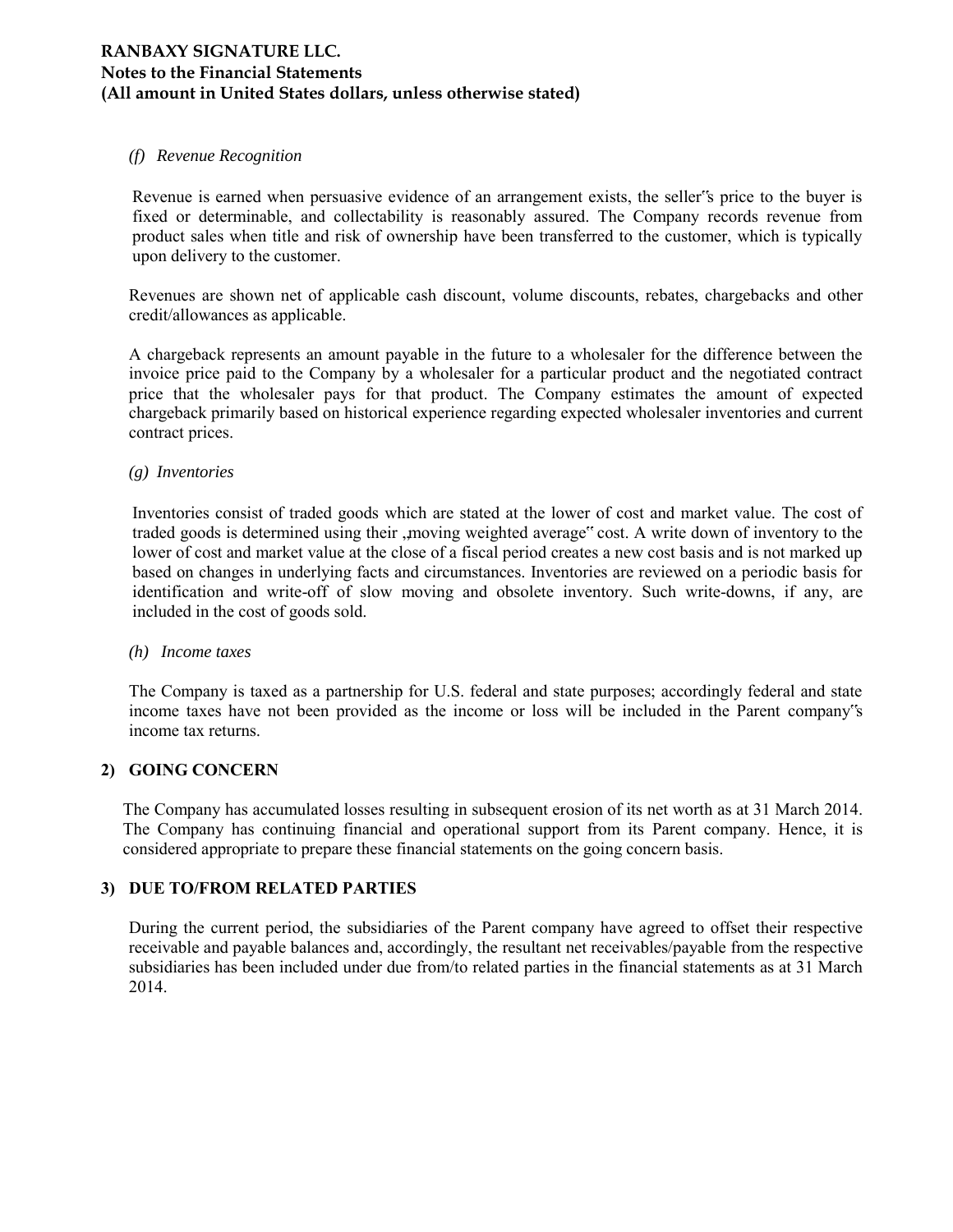*(f) Revenue Recognition*

Revenue is earned when persuasive evidence of an arrangement exists, the seller‟s price to the buyer is fixed or determinable, and collectability is reasonably assured. The Company records revenue from product sales when title and risk of ownership have been transferred to the customer, which is typically upon delivery to the customer.

Revenues are shown net of applicable cash discount, volume discounts, rebates, chargebacks and other credit/allowances as applicable.

A chargeback represents an amount payable in the future to a wholesaler for the difference between the invoice price paid to the Company by a wholesaler for a particular product and the negotiated contract price that the wholesaler pays for that product. The Company estimates the amount of expected chargeback primarily based on historical experience regarding expected wholesaler inventories and current contract prices.

*(g) Inventories*

Inventories consist of traded goods which are stated at the lower of cost and market value. The cost of traded goods is determined using their „moving weighted average‟ cost. A write down of inventory to the lower of cost and market value at the close of a fiscal period creates a new cost basis and is not marked up based on changes in underlying facts and circumstances. Inventories are reviewed on a periodic basis for identification and write-off of slow moving and obsolete inventory. Such write-downs, if any, are included in the cost of goods sold.

*(h) Income taxes*

The Company is taxed as a partnership for U.S. federal and state purposes; accordingly federal and state income taxes have not been provided as the income or loss will be included in the Parent company‟s income tax returns.

## 2) GOING CONCERN

The Company has accumulated losses resulting in subsequent erosion of its net worth as at 31 March 2014. The Company has continuing financial and operational support from its Parent company. Hence, it is considered appropriate to prepare these financial statements on the going concern basis.

## 3) DUE TO/FROM RELATED PARTIES

During the current period, the subsidiaries of the Parent company have agreed to offset their respective receivable and payable balances and, accordingly, the resultant net receivables/payable from the respective subsidiaries has been included under due from/to related parties in the financial statements as at 31 March 2014.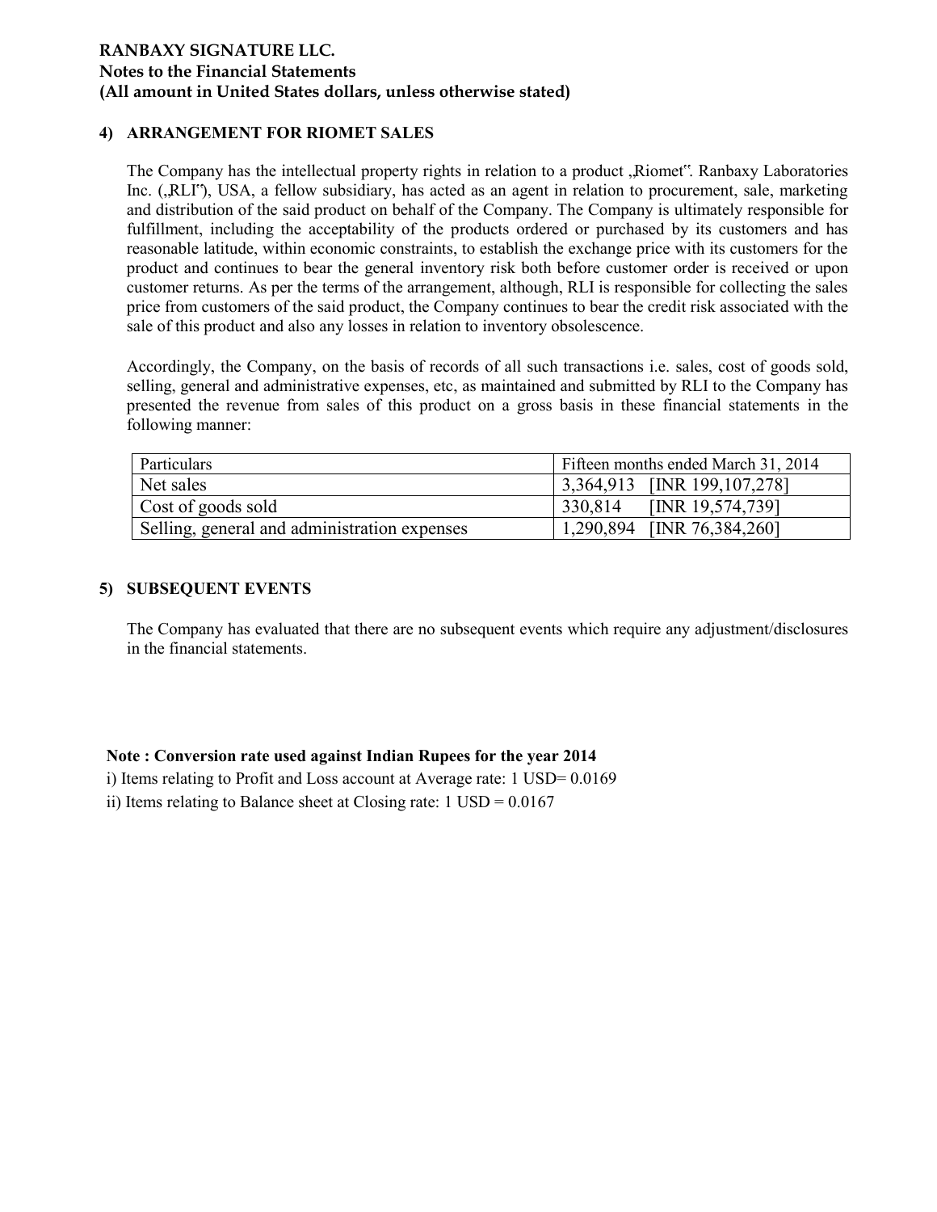**RANBAXY SIGNATURE LLC.**
**Notes to the Financial Statements**
**(All amount in United States dollars, unless otherwise stated)**

## 4) ARRANGEMENT FOR RIOMET SALES

The Company has the intellectual property rights in relation to a product „Riomet". Ranbaxy Laboratories Inc. („RLI"), USA, a fellow subsidiary, has acted as an agent in relation to procurement, sale, marketing and distribution of the said product on behalf of the Company. The Company is ultimately responsible for fulfillment, including the acceptability of the products ordered or purchased by its customers and has reasonable latitude, within economic constraints, to establish the exchange price with its customers for the product and continues to bear the general inventory risk both before customer order is received or upon customer returns. As per the terms of the arrangement, although, RLI is responsible for collecting the sales price from customers of the said product, the Company continues to bear the credit risk associated with the sale of this product and also any losses in relation to inventory obsolescence.

Accordingly, the Company, on the basis of records of all such transactions i.e. sales, cost of goods sold, selling, general and administrative expenses, etc, as maintained and submitted by RLI to the Company has presented the revenue from sales of this product on a gross basis in these financial statements in the following manner:

| Particulars | Fifteen months ended March 31, 2014 |
|---|---|
| Net sales | 3,364,913 [INR 199,107,278] |
| Cost of goods sold | 330,814 [INR 19,574,739] |
| Selling, general and administration expenses | 1,290,894 [INR 76,384,260] |

## 5) SUBSEQUENT EVENTS

The Company has evaluated that there are no subsequent events which require any adjustment/disclosures in the financial statements.

**Note : Conversion rate used against Indian Rupees for the year 2014**

i) Items relating to Profit and Loss account at Average rate: 1 USD= 0.0169

ii) Items relating to Balance sheet at Closing rate: 1 USD = 0.0167